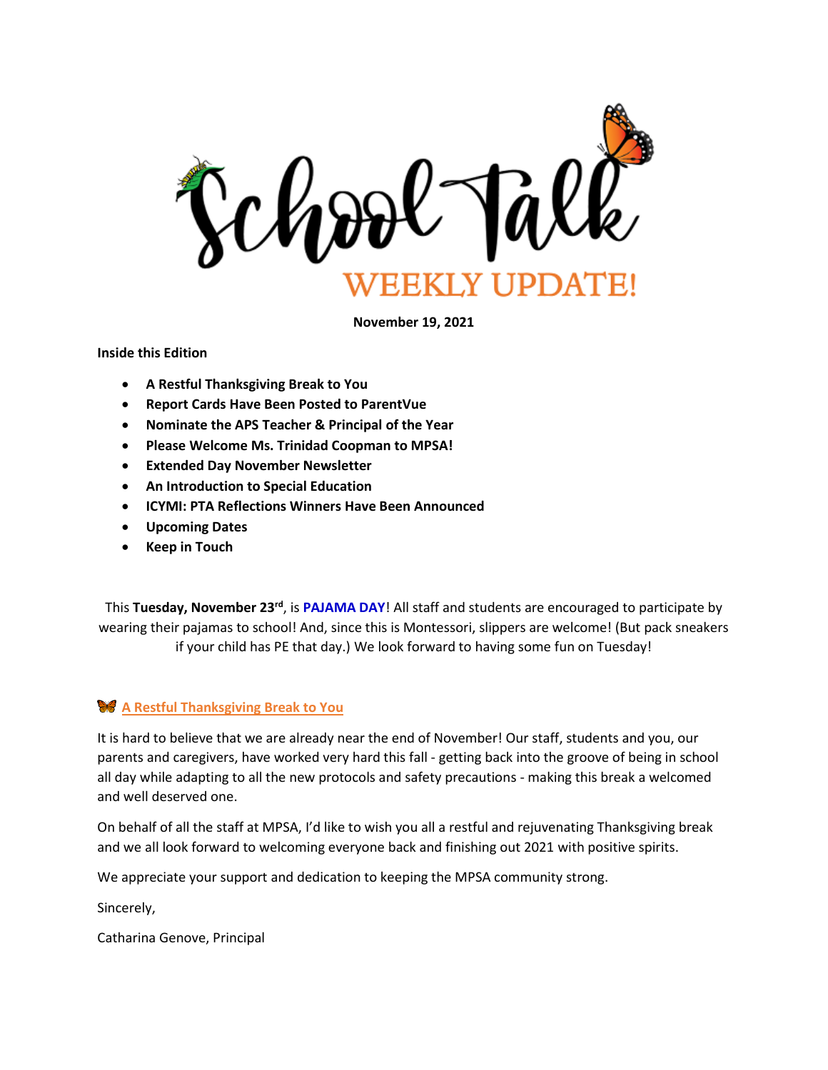# School Talk

## WEEKLY UPDATE!

**November 19, 2021**

**Inside this Edition**

- **A Restful Thanksgiving Break to You**
- **Report Cards Have Been Posted to ParentVue**
- **Nominate the APS Teacher & Principal of the Year**
- **Please Welcome Ms. Trinidad Coopman to MPSA!**
- **Extended Day November Newsletter**
- **An Introduction to Special Education**
- **ICYMI: PTA Reflections Winners Have Been Announced**
- **Upcoming Dates**
- **Keep in Touch**

This **Tuesday, November 23rd**, is **PAJAMA DAY**! All staff and students are encouraged to participate by wearing their pajamas to school! And, since this is Montessori, slippers are welcome! (But pack sneakers if your child has PE that day.) We look forward to having some fun on Tuesday!

### A Restful Thanksgiving Break to You

It is hard to believe that we are already near the end of November! Our staff, students and you, our parents and caregivers, have worked very hard this fall - getting back into the groove of being in school all day while adapting to all the new protocols and safety precautions - making this break a welcomed and well deserved one.

On behalf of all the staff at MPSA, I'd like to wish you all a restful and rejuvenating Thanksgiving break and we all look forward to welcoming everyone back and finishing out 2021 with positive spirits.

We appreciate your support and dedication to keeping the MPSA community strong.

Sincerely,

Catharina Genove, Principal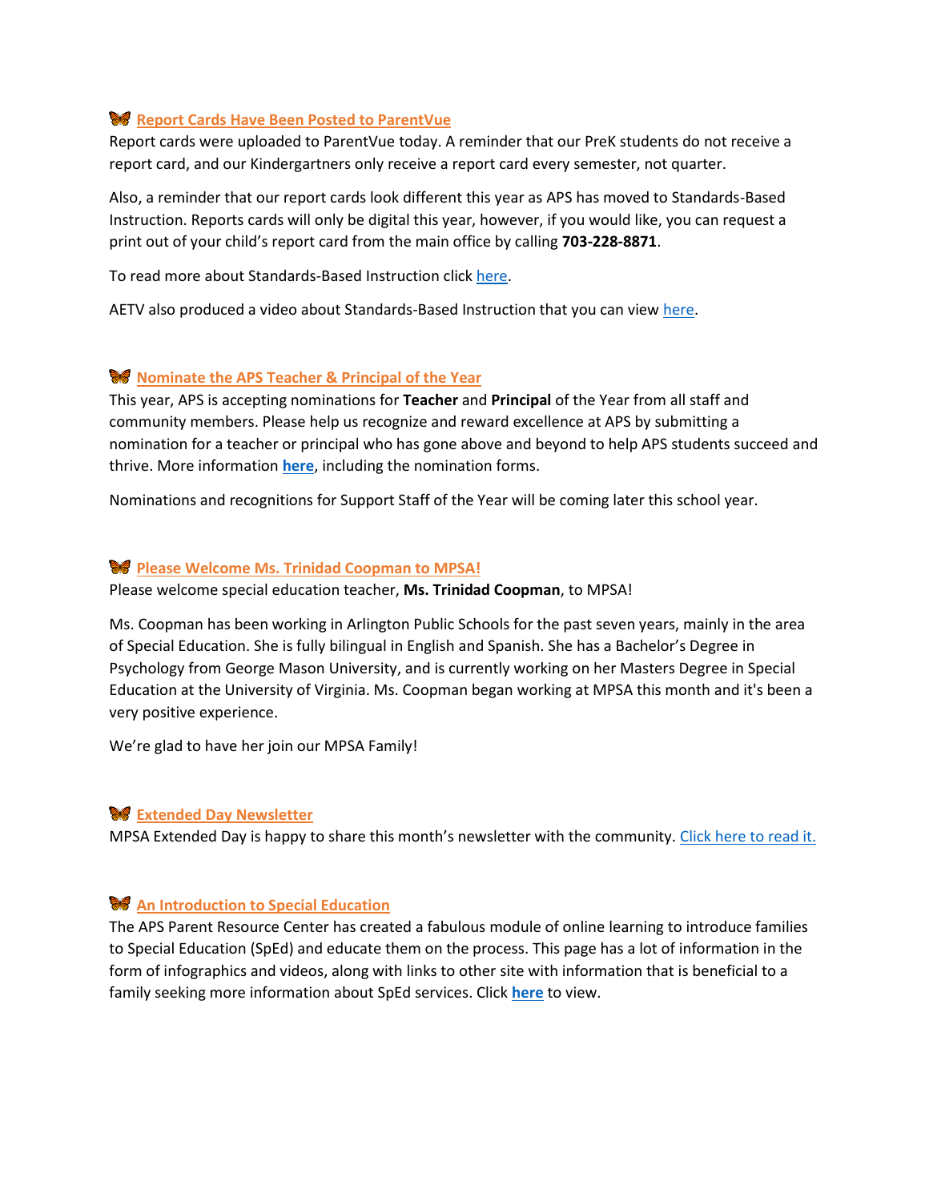### [Report Cards Have Been Posted to ParentVue]

Report cards were uploaded to ParentVue today. A reminder that our PreK students do not receive a report card, and our Kindergartners only receive a report card every semester, not quarter.

Also, a reminder that our report cards look different this year as APS has moved to Standards-Based Instruction. Reports cards will only be digital this year, however, if you would like, you can request a print out of your child's report card from the main office by calling **703-228-8871**.

To read more about Standards-Based Instruction click here.

AETV also produced a video about Standards-Based Instruction that you can view here.

### Nominate the APS Teacher & Principal of the Year

This year, APS is accepting nominations for **Teacher** and **Principal** of the Year from all staff and community members. Please help us recognize and reward excellence at APS by submitting a nomination for a teacher or principal who has gone above and beyond to help APS students succeed and thrive. More information **here**, including the nomination forms.

Nominations and recognitions for Support Staff of the Year will be coming later this school year.

### Please Welcome Ms. Trinidad Coopman to MPSA!

Please welcome special education teacher, **Ms. Trinidad Coopman**, to MPSA!

Ms. Coopman has been working in Arlington Public Schools for the past seven years, mainly in the area of Special Education. She is fully bilingual in English and Spanish. She has a Bachelor's Degree in Psychology from George Mason University, and is currently working on her Masters Degree in Special Education at the University of Virginia. Ms. Coopman began working at MPSA this month and it's been a very positive experience.

We're glad to have her join our MPSA Family!

### Extended Day Newsletter

MPSA Extended Day is happy to share this month's newsletter with the community. Click here to read it.

### An Introduction to Special Education

The APS Parent Resource Center has created a fabulous module of online learning to introduce families to Special Education (SpEd) and educate them on the process. This page has a lot of information in the form of infographics and videos, along with links to other site with information that is beneficial to a family seeking more information about SpEd services. Click **here** to view.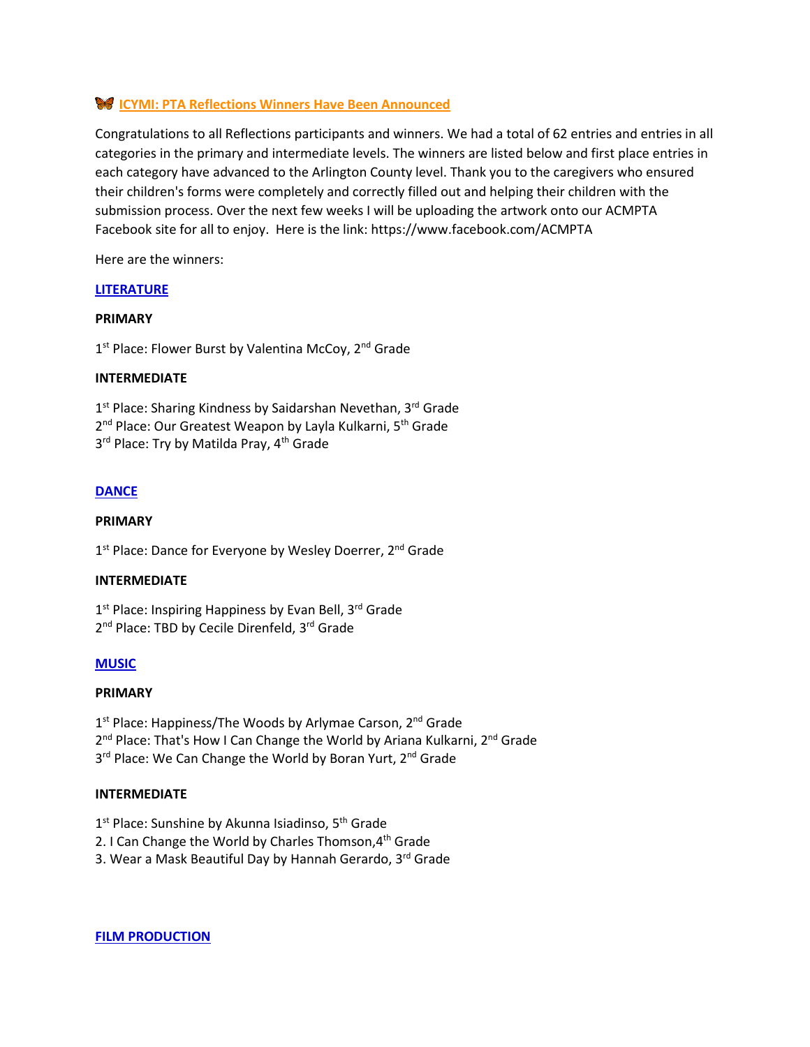### 🦋 ICYMI: PTA Reflections Winners Have Been Announced

Congratulations to all Reflections participants and winners. We had a total of 62 entries and entries in all categories in the primary and intermediate levels. The winners are listed below and first place entries in each category have advanced to the Arlington County level. Thank you to the caregivers who ensured their children's forms were completely and correctly filled out and helping their children with the submission process. Over the next few weeks I will be uploading the artwork onto our ACMPTA Facebook site for all to enjoy. Here is the link: https://www.facebook.com/ACMPTA

Here are the winners:

#### LITERATURE

**PRIMARY**

1st Place: Flower Burst by Valentina McCoy, 2nd Grade

**INTERMEDIATE**

1st Place: Sharing Kindness by Saidarshan Nevethan, 3rd Grade
2nd Place: Our Greatest Weapon by Layla Kulkarni, 5th Grade
3rd Place: Try by Matilda Pray, 4th Grade

#### DANCE

**PRIMARY**

1st Place: Dance for Everyone by Wesley Doerrer, 2nd Grade

**INTERMEDIATE**

1st Place: Inspiring Happiness by Evan Bell, 3rd Grade
2nd Place: TBD by Cecile Direnfeld, 3rd Grade

#### MUSIC

**PRIMARY**

1st Place: Happiness/The Woods by Arlymae Carson, 2nd Grade
2nd Place: That's How I Can Change the World by Ariana Kulkarni, 2nd Grade
3rd Place: We Can Change the World by Boran Yurt, 2nd Grade

**INTERMEDIATE**

1st Place: Sunshine by Akunna Isiadinso, 5th Grade
2. I Can Change the World by Charles Thomson,4th Grade
3. Wear a Mask Beautiful Day by Hannah Gerardo, 3rd Grade

#### FILM PRODUCTION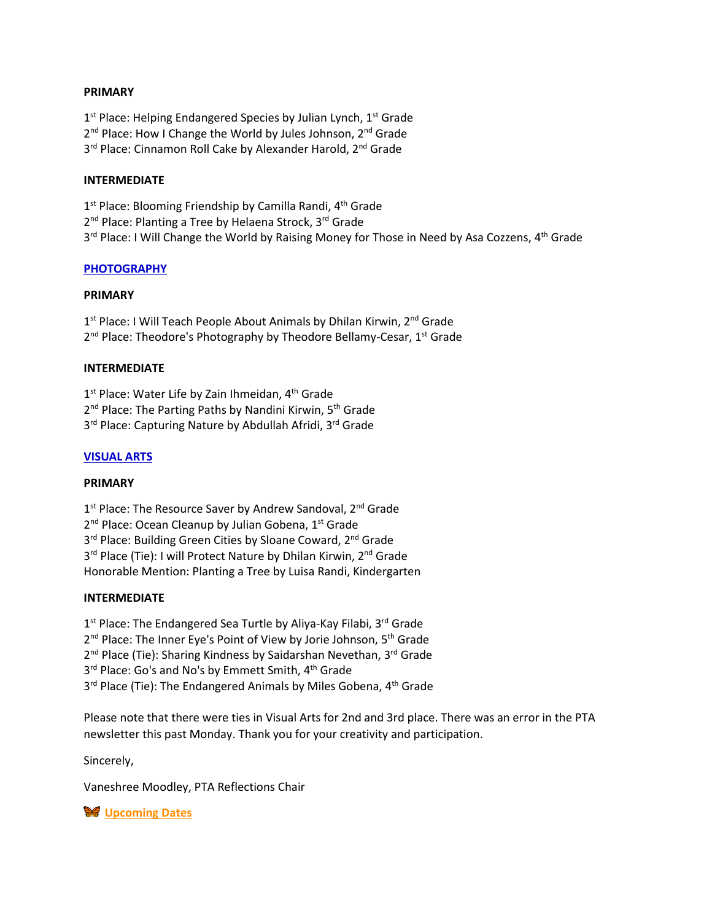**PRIMARY**

1st Place: Helping Endangered Species by Julian Lynch, 1st Grade
2nd Place: How I Change the World by Jules Johnson, 2nd Grade
3rd Place: Cinnamon Roll Cake by Alexander Harold, 2nd Grade

**INTERMEDIATE**

1st Place: Blooming Friendship by Camilla Randi, 4th Grade
2nd Place: Planting a Tree by Helaena Strock, 3rd Grade
3rd Place: I Will Change the World by Raising Money for Those in Need by Asa Cozzens, 4th Grade

**PHOTOGRAPHY**

**PRIMARY**

1st Place: I Will Teach People About Animals by Dhilan Kirwin, 2nd Grade
2nd Place: Theodore's Photography by Theodore Bellamy-Cesar, 1st Grade

**INTERMEDIATE**

1st Place: Water Life by Zain Ihmeidan, 4th Grade
2nd Place: The Parting Paths by Nandini Kirwin, 5th Grade
3rd Place: Capturing Nature by Abdullah Afridi, 3rd Grade

**VISUAL ARTS**

**PRIMARY**

1st Place: The Resource Saver by Andrew Sandoval, 2nd Grade
2nd Place: Ocean Cleanup by Julian Gobena, 1st Grade
3rd Place: Building Green Cities by Sloane Coward, 2nd Grade
3rd Place (Tie): I will Protect Nature by Dhilan Kirwin, 2nd Grade
Honorable Mention: Planting a Tree by Luisa Randi, Kindergarten

**INTERMEDIATE**

1st Place: The Endangered Sea Turtle by Aliya-Kay Filabi, 3rd Grade
2nd Place: The Inner Eye's Point of View by Jorie Johnson, 5th Grade
2nd Place (Tie): Sharing Kindness by Saidarshan Nevethan, 3rd Grade
3rd Place: Go's and No's by Emmett Smith, 4th Grade
3rd Place (Tie): The Endangered Animals by Miles Gobena, 4th Grade

Please note that there were ties in Visual Arts for 2nd and 3rd place. There was an error in the PTA newsletter this past Monday. Thank you for your creativity and participation.

Sincerely,

Vaneshree Moodley, PTA Reflections Chair

🦋 **Upcoming Dates**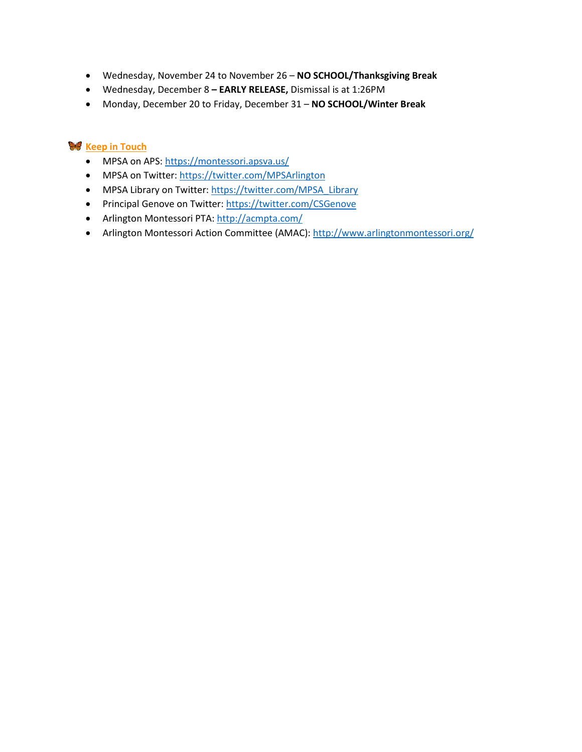- Wednesday, November 24 to November 26 – **NO SCHOOL/Thanksgiving Break**
- Wednesday, December 8 **– EARLY RELEASE,** Dismissal is at 1:26PM
- Monday, December 20 to Friday, December 31 – **NO SCHOOL/Winter Break**

## 🦋 Keep in Touch

- MPSA on APS: https://montessori.apsva.us/
- MPSA on Twitter: https://twitter.com/MPSArlington
- MPSA Library on Twitter: https://twitter.com/MPSA_Library
- Principal Genove on Twitter: https://twitter.com/CSGenove
- Arlington Montessori PTA: http://acmpta.com/
- Arlington Montessori Action Committee (AMAC): http://www.arlingtonmontessori.org/